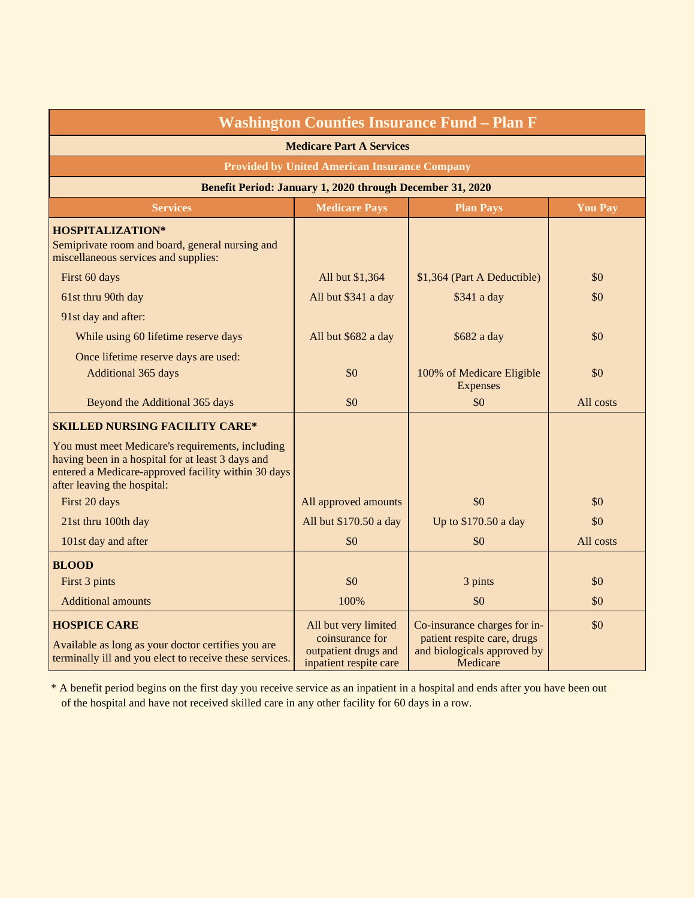# Washington Counties Insurance Fund – Plan F

**Medicare Part A Services**

**Provided by United American Insurance Company**

**Benefit Period: January 1, 2020 through December 31, 2020**

| Services | Medicare Pays | Plan Pays | You Pay |
|---|---|---|---|
| **HOSPITALIZATION*** Semiprivate room and board, general nursing and miscellaneous services and supplies: | | | |
| First 60 days | All but $1,364 | $1,364 (Part A Deductible) | $0 |
| 61st thru 90th day | All but $341 a day | $341 a day | $0 |
| 91st day and after: | | | |
| While using 60 lifetime reserve days | All but $682 a day | $682 a day | $0 |
| Once lifetime reserve days are used: Additional 365 days | $0 | 100% of Medicare Eligible Expenses | $0 |
| Beyond the Additional 365 days | $0 | $0 | All costs |
| **SKILLED NURSING FACILITY CARE*** You must meet Medicare's requirements, including having been in a hospital for at least 3 days and entered a Medicare-approved facility within 30 days after leaving the hospital: | | | |
| First 20 days | All approved amounts | $0 | $0 |
| 21st thru 100th day | All but $170.50 a day | Up to $170.50 a day | $0 |
| 101st day and after | $0 | $0 | All costs |
| **BLOOD** | | | |
| First 3 pints | $0 | 3 pints | $0 |
| Additional amounts | 100% | $0 | $0 |
| **HOSPICE CARE** Available as long as your doctor certifies you are terminally ill and you elect to receive these services. | All but very limited coinsurance for outpatient drugs and inpatient respite care | Co-insurance charges for in-patient respite care, drugs and biologicals approved by Medicare | $0 |

* A benefit period begins on the first day you receive service as an inpatient in a hospital and ends after you have been out of the hospital and have not received skilled care in any other facility for 60 days in a row.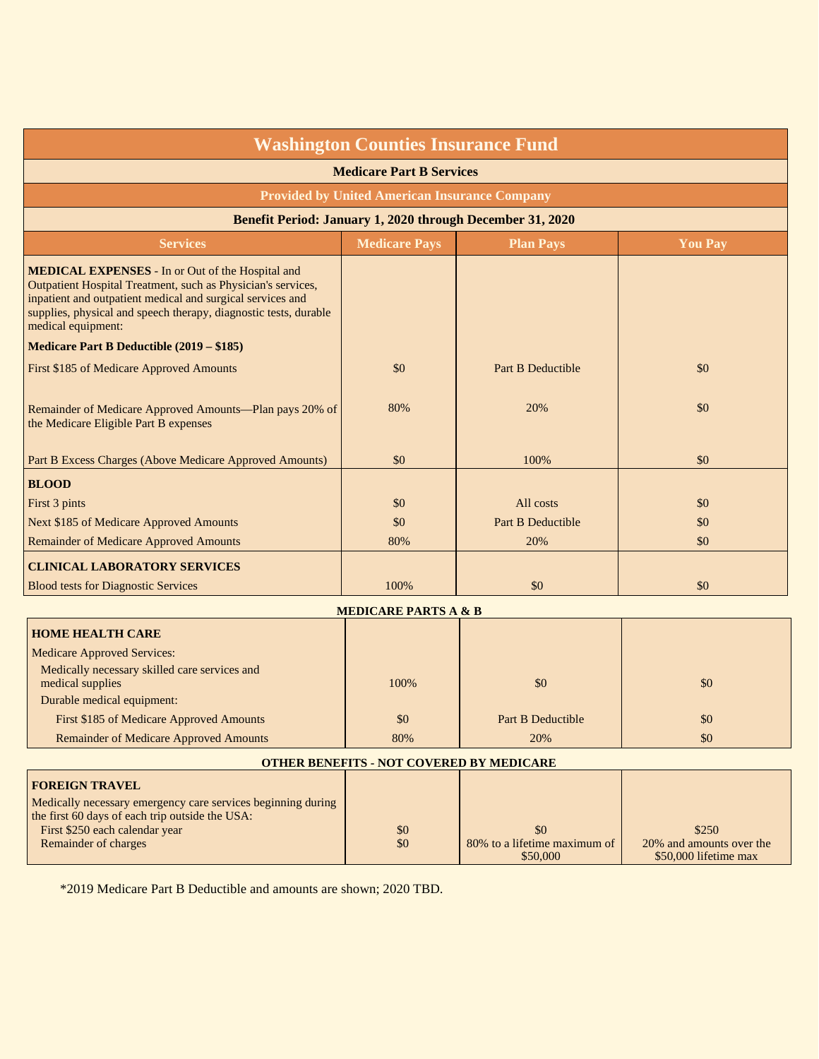# Washington Counties Insurance Fund

**Medicare Part B Services**

**Provided by United American Insurance Company**

**Benefit Period: January 1, 2020 through December 31, 2020**

| Services | Medicare Pays | Plan Pays | You Pay |
|---|---|---|---|
| **MEDICAL EXPENSES** - In or Out of the Hospital and Outpatient Hospital Treatment, such as Physician's services, inpatient and outpatient medical and surgical services and supplies, physical and speech therapy, diagnostic tests, durable medical equipment: | | | |
| **Medicare Part B Deductible (2019 – $185)** | | | |
| First $185 of Medicare Approved Amounts | $0 | Part B Deductible | $0 |
| Remainder of Medicare Approved Amounts—Plan pays 20% of the Medicare Eligible Part B expenses | 80% | 20% | $0 |
| Part B Excess Charges (Above Medicare Approved Amounts) | $0 | 100% | $0 |
| **BLOOD** | | | |
| First 3 pints | $0 | All costs | $0 |
| Next $185 of Medicare Approved Amounts | $0 | Part B Deductible | $0 |
| Remainder of Medicare Approved Amounts | 80% | 20% | $0 |
| **CLINICAL LABORATORY SERVICES** | | | |
| Blood tests for Diagnostic Services | 100% | $0 | $0 |

**MEDICARE PARTS A & B**

| | | | |
|---|---|---|---|
| **HOME HEALTH CARE** | | | |
| Medicare Approved Services: | | | |
| Medically necessary skilled care services and medical supplies | 100% | $0 | $0 |
| Durable medical equipment: | | | |
| First $185 of Medicare Approved Amounts | $0 | Part B Deductible | $0 |
| Remainder of Medicare Approved Amounts | 80% | 20% | $0 |

**OTHER BENEFITS - NOT COVERED BY MEDICARE**

| | | | |
|---|---|---|---|
| **FOREIGN TRAVEL** | | | |
| Medically necessary emergency care services beginning during the first 60 days of each trip outside the USA: | | | |
| First $250 each calendar year | $0 | $0 | $250 |
| Remainder of charges | $0 | 80% to a lifetime maximum of $50,000 | 20% and amounts over the $50,000 lifetime max |

*2019 Medicare Part B Deductible and amounts are shown; 2020 TBD.